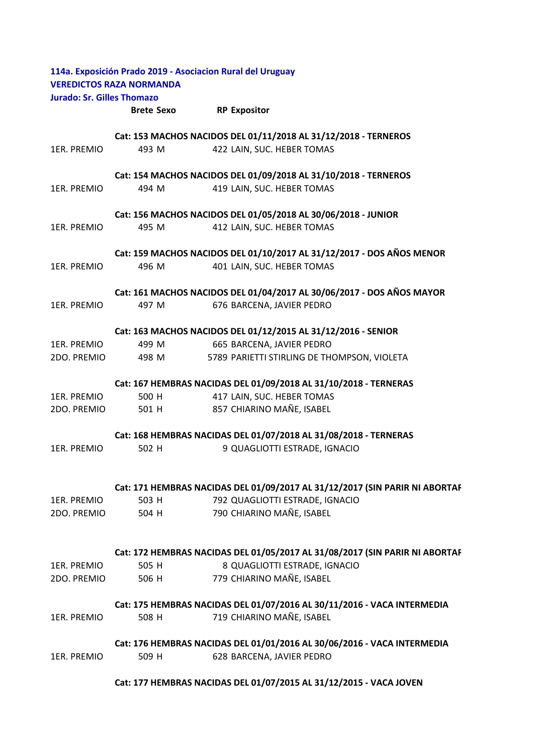**114a. Exposición Prado 2019 - Asociacion Rural del Uruguay**
**VEREDICTOS RAZA NORMANDA**
**Jurado: Sr. Gilles Thomazo**

| | Brete | Sexo | RP | Expositor |
|---|---|---|---|---|
| | | | | **Cat: 153 MACHOS NACIDOS DEL 01/11/2018 AL 31/12/2018 - TERNEROS** |
| 1ER. PREMIO | 493 | M | 422 | LAIN, SUC. HEBER TOMAS |
| | | | | **Cat: 154 MACHOS NACIDOS DEL 01/09/2018 AL 31/10/2018 - TERNEROS** |
| 1ER. PREMIO | 494 | M | 419 | LAIN, SUC. HEBER TOMAS |
| | | | | **Cat: 156 MACHOS NACIDOS DEL 01/05/2018 AL 30/06/2018 - JUNIOR** |
| 1ER. PREMIO | 495 | M | 412 | LAIN, SUC. HEBER TOMAS |
| | | | | **Cat: 159 MACHOS NACIDOS DEL 01/10/2017 AL 31/12/2017 - DOS AÑOS MENOR** |
| 1ER. PREMIO | 496 | M | 401 | LAIN, SUC. HEBER TOMAS |
| | | | | **Cat: 161 MACHOS NACIDOS DEL 01/04/2017 AL 30/06/2017 - DOS AÑOS MAYOR** |
| 1ER. PREMIO | 497 | M | 676 | BARCENA, JAVIER PEDRO |
| | | | | **Cat: 163 MACHOS NACIDOS DEL 01/12/2015 AL 31/12/2016 - SENIOR** |
| 1ER. PREMIO | 499 | M | 665 | BARCENA, JAVIER PEDRO |
| 2DO. PREMIO | 498 | M | 5789 | PARIETTI STIRLING DE THOMPSON, VIOLETA |
| | | | | **Cat: 167 HEMBRAS NACIDAS DEL 01/09/2018 AL 31/10/2018 - TERNERAS** |
| 1ER. PREMIO | 500 | H | 417 | LAIN, SUC. HEBER TOMAS |
| 2DO. PREMIO | 501 | H | 857 | CHIARINO MAÑE, ISABEL |
| | | | | **Cat: 168 HEMBRAS NACIDAS DEL 01/07/2018 AL 31/08/2018 - TERNERAS** |
| 1ER. PREMIO | 502 | H | 9 | QUAGLIOTTI ESTRADE, IGNACIO |
| | | | | **Cat: 171 HEMBRAS NACIDAS DEL 01/09/2017 AL 31/12/2017 (SIN PARIR NI ABORTAF** |
| 1ER. PREMIO | 503 | H | 792 | QUAGLIOTTI ESTRADE, IGNACIO |
| 2DO. PREMIO | 504 | H | 790 | CHIARINO MAÑE, ISABEL |
| | | | | **Cat: 172 HEMBRAS NACIDAS DEL 01/05/2017 AL 31/08/2017 (SIN PARIR NI ABORTAF** |
| 1ER. PREMIO | 505 | H | 8 | QUAGLIOTTI ESTRADE, IGNACIO |
| 2DO. PREMIO | 506 | H | 779 | CHIARINO MAÑE, ISABEL |
| | | | | **Cat: 175 HEMBRAS NACIDAS DEL 01/07/2016 AL 30/11/2016 - VACA INTERMEDIA** |
| 1ER. PREMIO | 508 | H | 719 | CHIARINO MAÑE, ISABEL |
| | | | | **Cat: 176 HEMBRAS NACIDAS DEL 01/01/2016 AL 30/06/2016 - VACA INTERMEDIA** |
| 1ER. PREMIO | 509 | H | 628 | BARCENA, JAVIER PEDRO |
| | | | | **Cat: 177 HEMBRAS NACIDAS DEL 01/07/2015 AL 31/12/2015 - VACA JOVEN** |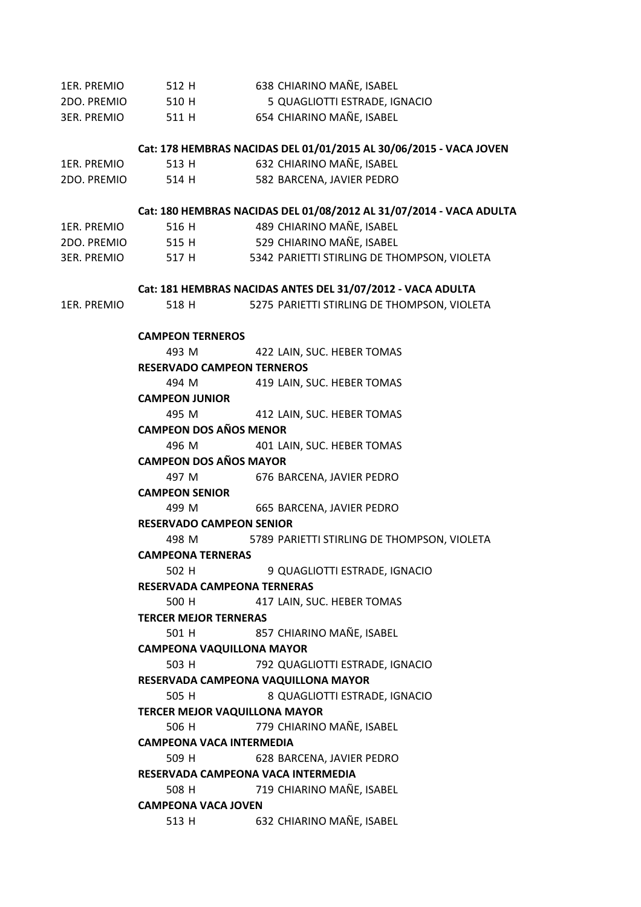| | | |
|---|---|---|
| 1ER. PREMIO | 512 H | 638 CHIARINO MAÑE, ISABEL |
| 2DO. PREMIO | 510 H | 5 QUAGLIOTTI ESTRADE, IGNACIO |
| 3ER. PREMIO | 511 H | 654 CHIARINO MAÑE, ISABEL |

**Cat: 178 HEMBRAS NACIDAS DEL 01/01/2015 AL 30/06/2015 - VACA JOVEN**

| | | |
|---|---|---|
| 1ER. PREMIO | 513 H | 632 CHIARINO MAÑE, ISABEL |
| 2DO. PREMIO | 514 H | 582 BARCENA, JAVIER PEDRO |

**Cat: 180 HEMBRAS NACIDAS DEL 01/08/2012 AL 31/07/2014 - VACA ADULTA**

| | | |
|---|---|---|
| 1ER. PREMIO | 516 H | 489 CHIARINO MAÑE, ISABEL |
| 2DO. PREMIO | 515 H | 529 CHIARINO MAÑE, ISABEL |
| 3ER. PREMIO | 517 H | 5342 PARIETTI STIRLING DE THOMPSON, VIOLETA |

**Cat: 181 HEMBRAS NACIDAS ANTES DEL 31/07/2012 - VACA ADULTA**

| | | |
|---|---|---|
| 1ER. PREMIO | 518 H | 5275 PARIETTI STIRLING DE THOMPSON, VIOLETA |

**CAMPEON TERNEROS**
493 M — 422 LAIN, SUC. HEBER TOMAS

**RESERVADO CAMPEON TERNEROS**
494 M — 419 LAIN, SUC. HEBER TOMAS

**CAMPEON JUNIOR**
495 M — 412 LAIN, SUC. HEBER TOMAS

**CAMPEON DOS AÑOS MENOR**
496 M — 401 LAIN, SUC. HEBER TOMAS

**CAMPEON DOS AÑOS MAYOR**
497 M — 676 BARCENA, JAVIER PEDRO

**CAMPEON SENIOR**
499 M — 665 BARCENA, JAVIER PEDRO

**RESERVADO CAMPEON SENIOR**
498 M — 5789 PARIETTI STIRLING DE THOMPSON, VIOLETA

**CAMPEONA TERNERAS**
502 H — 9 QUAGLIOTTI ESTRADE, IGNACIO

**RESERVADA CAMPEONA TERNERAS**
500 H — 417 LAIN, SUC. HEBER TOMAS

**TERCER MEJOR TERNERAS**
501 H — 857 CHIARINO MAÑE, ISABEL

**CAMPEONA VAQUILLONA MAYOR**
503 H — 792 QUAGLIOTTI ESTRADE, IGNACIO

**RESERVADA CAMPEONA VAQUILLONA MAYOR**
505 H — 8 QUAGLIOTTI ESTRADE, IGNACIO

**TERCER MEJOR VAQUILLONA MAYOR**
506 H — 779 CHIARINO MAÑE, ISABEL

**CAMPEONA VACA INTERMEDIA**
509 H — 628 BARCENA, JAVIER PEDRO

**RESERVADA CAMPEONA VACA INTERMEDIA**
508 H — 719 CHIARINO MAÑE, ISABEL

**CAMPEONA VACA JOVEN**
513 H — 632 CHIARINO MAÑE, ISABEL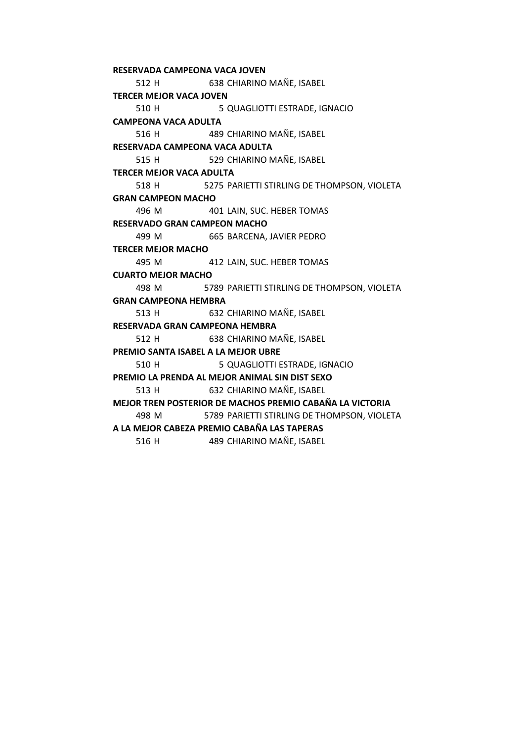**RESERVADA CAMPEONA VACA JOVEN**

512 H 638 CHIARINO MAÑE, ISABEL

**TERCER MEJOR VACA JOVEN**

510 H 5 QUAGLIOTTI ESTRADE, IGNACIO

**CAMPEONA VACA ADULTA**

516 H 489 CHIARINO MAÑE, ISABEL

**RESERVADA CAMPEONA VACA ADULTA**

515 H 529 CHIARINO MAÑE, ISABEL

**TERCER MEJOR VACA ADULTA**

518 H 5275 PARIETTI STIRLING DE THOMPSON, VIOLETA

**GRAN CAMPEON MACHO**

496 M 401 LAIN, SUC. HEBER TOMAS

**RESERVADO GRAN CAMPEON MACHO**

499 M 665 BARCENA, JAVIER PEDRO

**TERCER MEJOR MACHO**

495 M 412 LAIN, SUC. HEBER TOMAS

**CUARTO MEJOR MACHO**

498 M 5789 PARIETTI STIRLING DE THOMPSON, VIOLETA

**GRAN CAMPEONA HEMBRA**

513 H 632 CHIARINO MAÑE, ISABEL

**RESERVADA GRAN CAMPEONA HEMBRA**

512 H 638 CHIARINO MAÑE, ISABEL

**PREMIO SANTA ISABEL A LA MEJOR UBRE**

510 H 5 QUAGLIOTTI ESTRADE, IGNACIO

**PREMIO LA PRENDA AL MEJOR ANIMAL SIN DIST SEXO**

513 H 632 CHIARINO MAÑE, ISABEL

**MEJOR TREN POSTERIOR DE MACHOS PREMIO CABAÑA LA VICTORIA**

498 M 5789 PARIETTI STIRLING DE THOMPSON, VIOLETA

**A LA MEJOR CABEZA PREMIO CABAÑA LAS TAPERAS**

516 H 489 CHIARINO MAÑE, ISABEL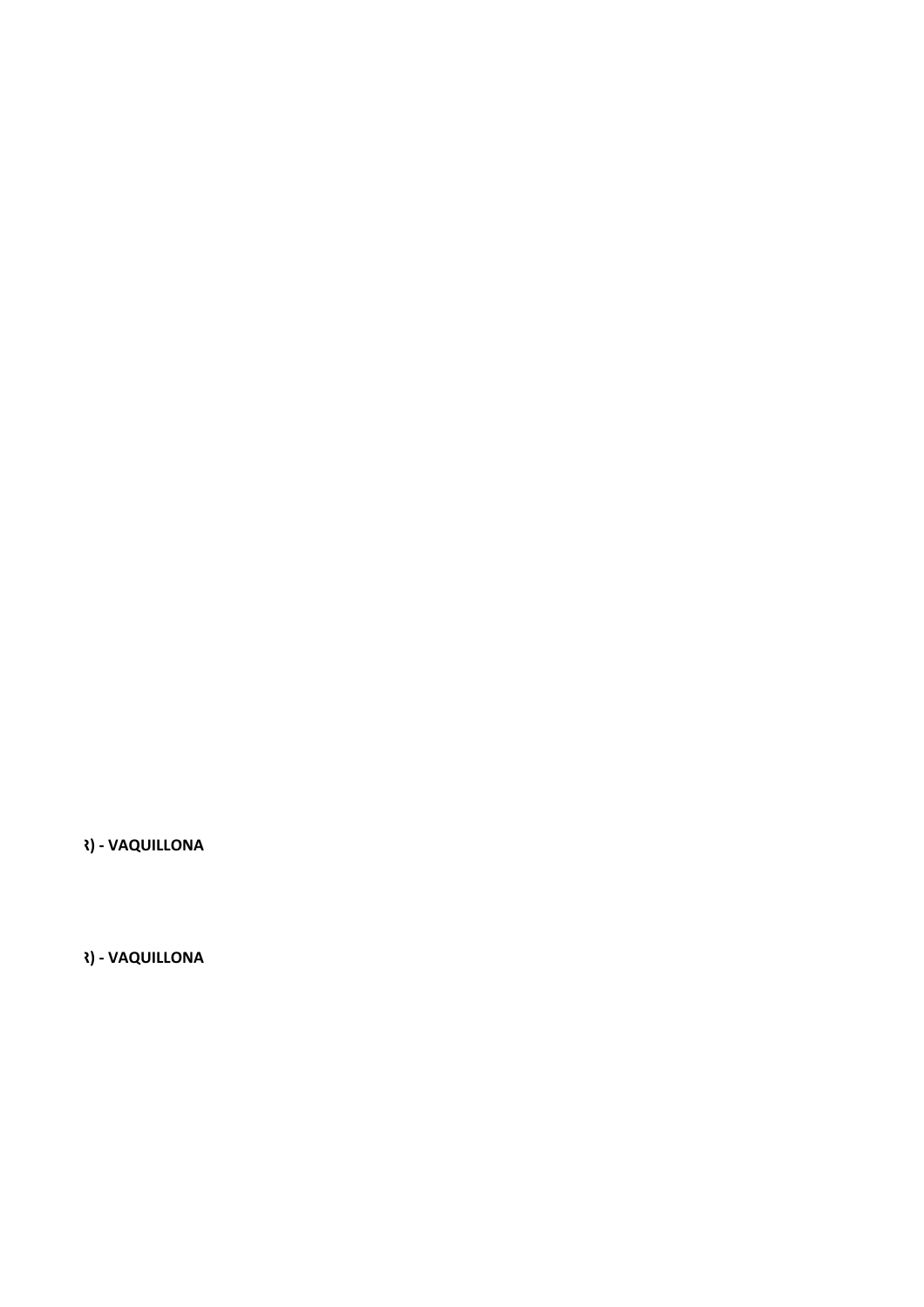**R) - VAQUILLONA**

**R) - VAQUILLONA**